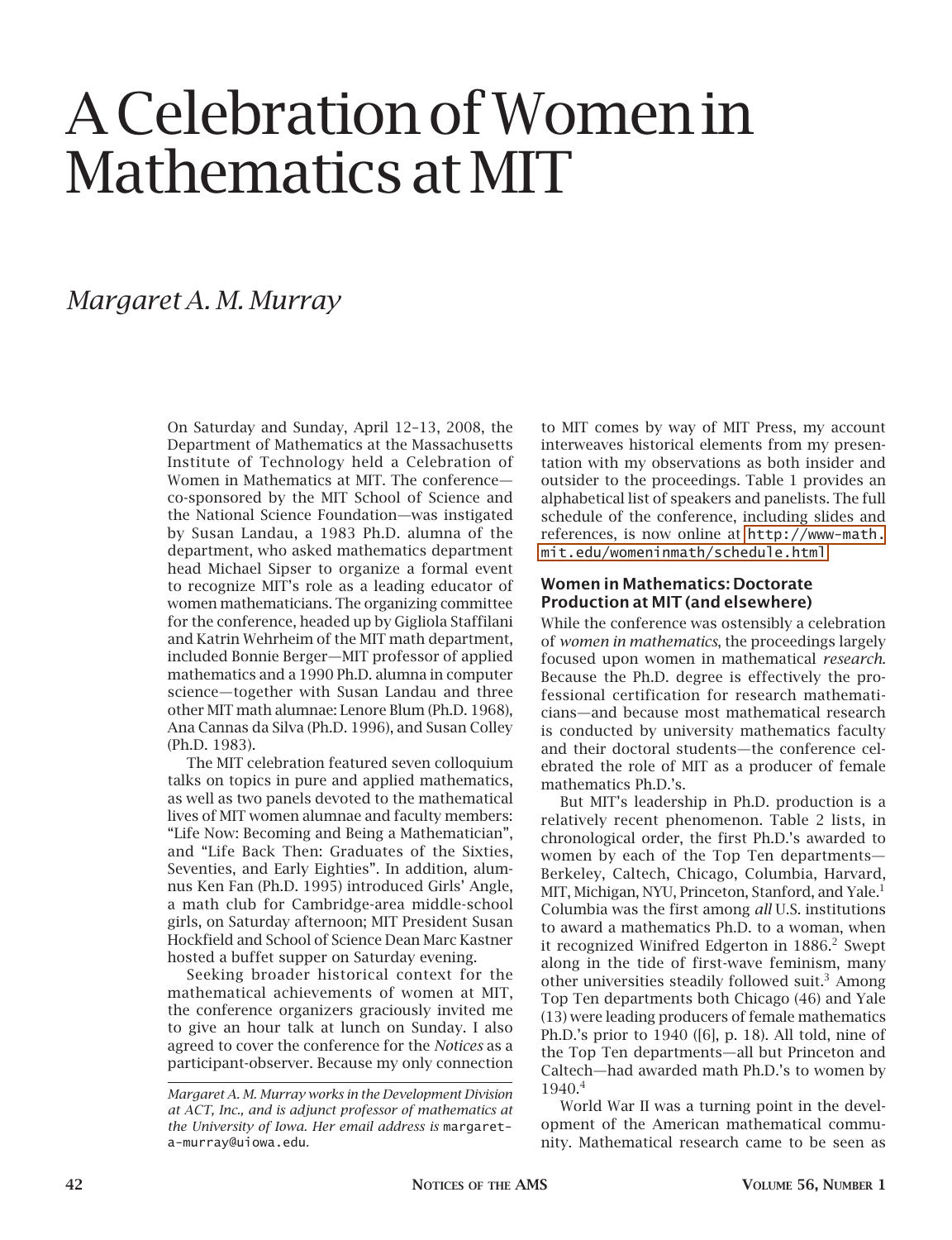# A Celebration of Women in Mathematics at MIT

*Margaret A. M. Murray*

On Saturday and Sunday, April 12–13, 2008, the Department of Mathematics at the Massachusetts Institute of Technology held a Celebration of Women in Mathematics at MIT. The conference—co-sponsored by the MIT School of Science and the National Science Foundation—was instigated by Susan Landau, a 1983 Ph.D. alumna of the department, who asked mathematics department head Michael Sipser to organize a formal event to recognize MIT's role as a leading educator of women mathematicians. The organizing committee for the conference, headed up by Gigliola Staffilani and Katrin Wehrheim of the MIT math department, included Bonnie Berger—MIT professor of applied mathematics and a 1990 Ph.D. alumna in computer science—together with Susan Landau and three other MIT math alumnae: Lenore Blum (Ph.D. 1968), Ana Cannas da Silva (Ph.D. 1996), and Susan Colley (Ph.D. 1983).

The MIT celebration featured seven colloquium talks on topics in pure and applied mathematics, as well as two panels devoted to the mathematical lives of MIT women alumnae and faculty members: "Life Now: Becoming and Being a Mathematician", and "Life Back Then: Graduates of the Sixties, Seventies, and Early Eighties". In addition, alumnus Ken Fan (Ph.D. 1995) introduced Girls' Angle, a math club for Cambridge-area middle-school girls, on Saturday afternoon; MIT President Susan Hockfield and School of Science Dean Marc Kastner hosted a buffet supper on Saturday evening.

Seeking broader historical context for the mathematical achievements of women at MIT, the conference organizers graciously invited me to give an hour talk at lunch on Sunday. I also agreed to cover the conference for the *Notices* as a participant-observer. Because my only connection to MIT comes by way of MIT Press, my account interweaves historical elements from my presentation with my observations as both insider and outsider to the proceedings. Table 1 provides an alphabetical list of speakers and panelists. The full schedule of the conference, including slides and references, is now online at http://www-math.mit.edu/womeninmath/schedule.html.

*Margaret A. M. Murray works in the Development Division at ACT, Inc., and is adjunct professor of mathematics at the University of Iowa. Her email address is margaret-a-murray@uiowa.edu.*

## Women in Mathematics: Doctorate Production at MIT (and elsewhere)

While the conference was ostensibly a celebration of *women in mathematics*, the proceedings largely focused upon women in mathematical *research*. Because the Ph.D. degree is effectively the professional certification for research mathematicians—and because most mathematical research is conducted by university mathematics faculty and their doctoral students—the conference celebrated the role of MIT as a producer of female mathematics Ph.D.'s.

But MIT's leadership in Ph.D. production is a relatively recent phenomenon. Table 2 lists, in chronological order, the first Ph.D.'s awarded to women by each of the Top Ten departments—Berkeley, Caltech, Chicago, Columbia, Harvard, MIT, Michigan, NYU, Princeton, Stanford, and Yale.[1] Columbia was the first among *all* U.S. institutions to award a mathematics Ph.D. to a woman, when it recognized Winifred Edgerton in 1886.[2] Swept along in the tide of first-wave feminism, many other universities steadily followed suit.[3] Among Top Ten departments both Chicago (46) and Yale (13) were leading producers of female mathematics Ph.D.'s prior to 1940 ([6], p. 18). All told, nine of the Top Ten departments—all but Princeton and Caltech—had awarded math Ph.D.'s to women by 1940.[4]

World War II was a turning point in the development of the American mathematical community. Mathematical research came to be seen as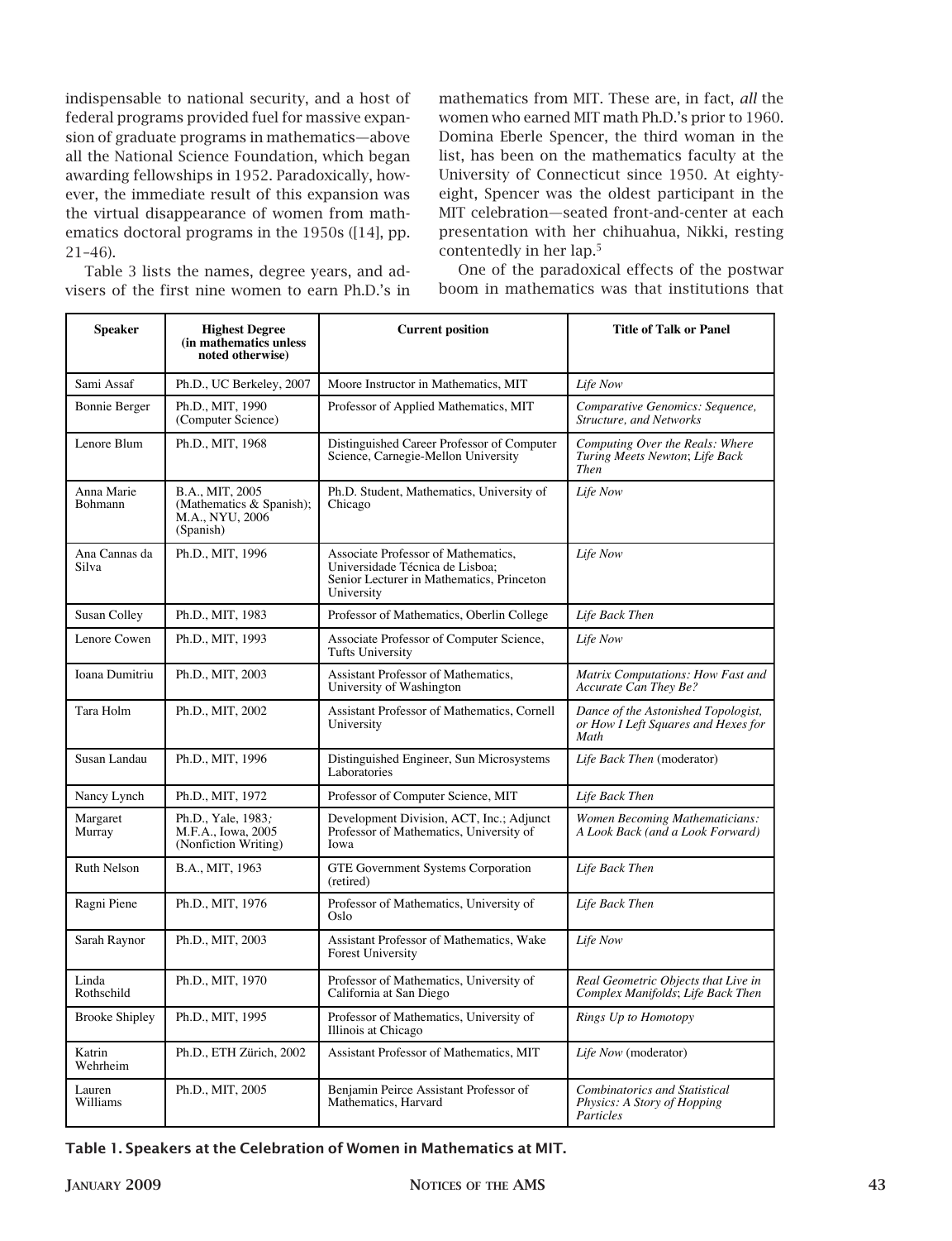indispensable to national security, and a host of federal programs provided fuel for massive expansion of graduate programs in mathematics—above all the National Science Foundation, which began awarding fellowships in 1952. Paradoxically, however, the immediate result of this expansion was the virtual disappearance of women from mathematics doctoral programs in the 1950s ([14], pp. 21–46).

Table 3 lists the names, degree years, and advisers of the first nine women to earn Ph.D.'s in mathematics from MIT. These are, in fact, *all* the women who earned MIT math Ph.D.'s prior to 1960. Domina Eberle Spencer, the third woman in the list, has been on the mathematics faculty at the University of Connecticut since 1950. At eighty-eight, Spencer was the oldest participant in the MIT celebration—seated front-and-center at each presentation with her chihuahua, Nikki, resting contentedly in her lap.[5]

One of the paradoxical effects of the postwar boom in mathematics was that institutions that

| Speaker | Highest Degree (in mathematics unless noted otherwise) | Current position | Title of Talk or Panel |
|---|---|---|---|
| Sami Assaf | Ph.D., UC Berkeley, 2007 | Moore Instructor in Mathematics, MIT | *Life Now* |
| Bonnie Berger | Ph.D., MIT, 1990 (Computer Science) | Professor of Applied Mathematics, MIT | *Comparative Genomics: Sequence, Structure, and Networks* |
| Lenore Blum | Ph.D., MIT, 1968 | Distinguished Career Professor of Computer Science, Carnegie-Mellon University | *Computing Over the Reals: Where Turing Meets Newton*; *Life Back Then* |
| Anna Marie Bohmann | B.A., MIT, 2005 (Mathematics & Spanish); M.A., NYU, 2006 (Spanish) | Ph.D. Student, Mathematics, University of Chicago | *Life Now* |
| Ana Cannas da Silva | Ph.D., MIT, 1996 | Associate Professor of Mathematics, Universidade Técnica de Lisboa; Senior Lecturer in Mathematics, Princeton University | *Life Now* |
| Susan Colley | Ph.D., MIT, 1983 | Professor of Mathematics, Oberlin College | *Life Back Then* |
| Lenore Cowen | Ph.D., MIT, 1993 | Associate Professor of Computer Science, Tufts University | *Life Now* |
| Ioana Dumitriu | Ph.D., MIT, 2003 | Assistant Professor of Mathematics, University of Washington | *Matrix Computations: How Fast and Accurate Can They Be?* |
| Tara Holm | Ph.D., MIT, 2002 | Assistant Professor of Mathematics, Cornell University | *Dance of the Astonished Topologist, or How I Left Squares and Hexes for Math* |
| Susan Landau | Ph.D., MIT, 1996 | Distinguished Engineer, Sun Microsystems Laboratories | *Life Back Then* (moderator) |
| Nancy Lynch | Ph.D., MIT, 1972 | Professor of Computer Science, MIT | *Life Back Then* |
| Margaret Murray | Ph.D., Yale, 1983; M.F.A., Iowa, 2005 (Nonfiction Writing) | Development Division, ACT, Inc.; Adjunct Professor of Mathematics, University of Iowa | *Women Becoming Mathematicians: A Look Back (and a Look Forward)* |
| Ruth Nelson | B.A., MIT, 1963 | GTE Government Systems Corporation (retired) | *Life Back Then* |
| Ragni Piene | Ph.D., MIT, 1976 | Professor of Mathematics, University of Oslo | *Life Back Then* |
| Sarah Raynor | Ph.D., MIT, 2003 | Assistant Professor of Mathematics, Wake Forest University | *Life Now* |
| Linda Rothschild | Ph.D., MIT, 1970 | Professor of Mathematics, University of California at San Diego | *Real Geometric Objects that Live in Complex Manifolds*; *Life Back Then* |
| Brooke Shipley | Ph.D., MIT, 1995 | Professor of Mathematics, University of Illinois at Chicago | *Rings Up to Homotopy* |
| Katrin Wehrheim | Ph.D., ETH Zürich, 2002 | Assistant Professor of Mathematics, MIT | *Life Now* (moderator) |
| Lauren Williams | Ph.D., MIT, 2005 | Benjamin Peirce Assistant Professor of Mathematics, Harvard | *Combinatorics and Statistical Physics: A Story of Hopping Particles* |

**Table 1. Speakers at the Celebration of Women in Mathematics at MIT.**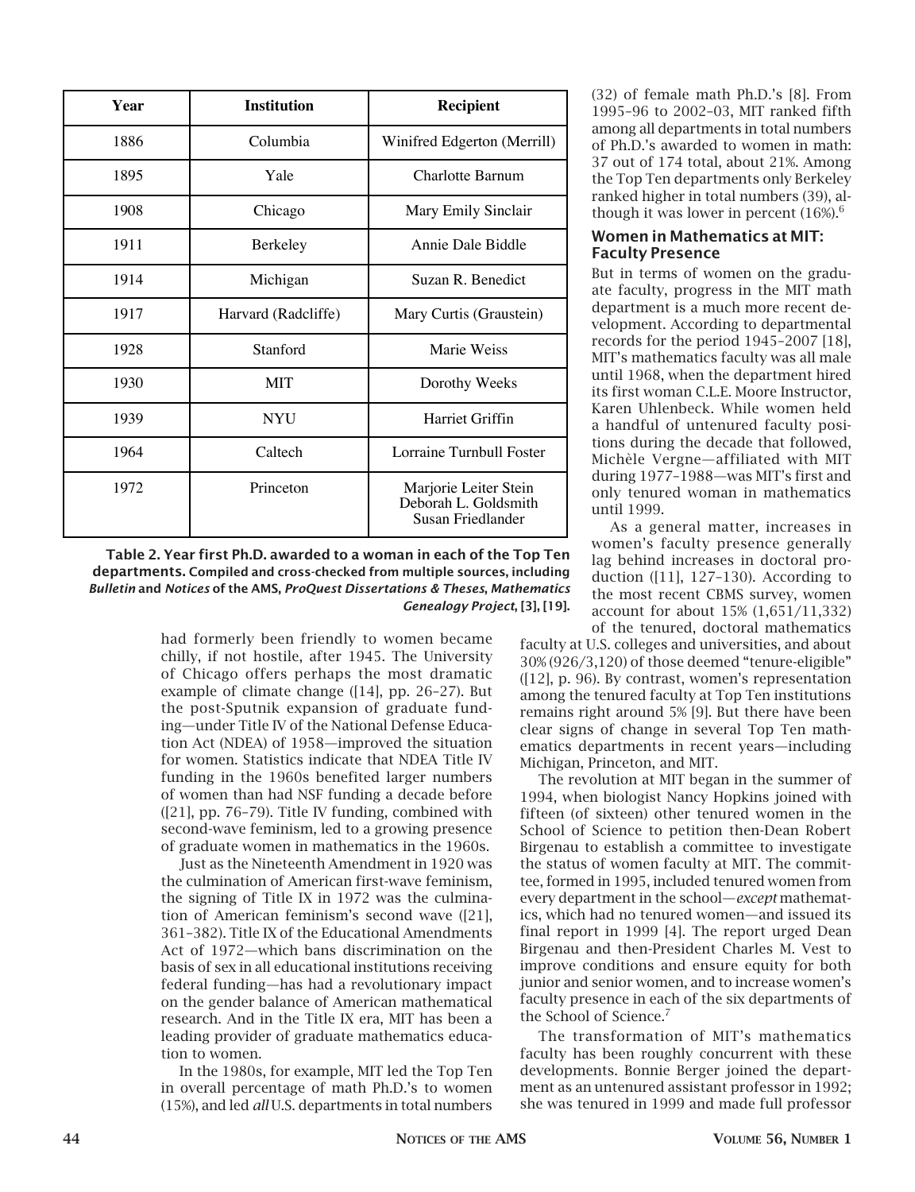| Year | Institution | Recipient |
|---|---|---|
| 1886 | Columbia | Winifred Edgerton (Merrill) |
| 1895 | Yale | Charlotte Barnum |
| 1908 | Chicago | Mary Emily Sinclair |
| 1911 | Berkeley | Annie Dale Biddle |
| 1914 | Michigan | Suzan R. Benedict |
| 1917 | Harvard (Radcliffe) | Mary Curtis (Graustein) |
| 1928 | Stanford | Marie Weiss |
| 1930 | MIT | Dorothy Weeks |
| 1939 | NYU | Harriet Griffin |
| 1964 | Caltech | Lorraine Turnbull Foster |
| 1972 | Princeton | Marjorie Leiter Stein<br>Deborah L. Goldsmith<br>Susan Friedlander |

**Table 2. Year first Ph.D. awarded to a woman in each of the Top Ten departments.** Compiled and cross-checked from multiple sources, including *Bulletin* and *Notices* of the AMS, *ProQuest Dissertations & Theses*, *Mathematics Genealogy Project*, [3], [19].

had formerly been friendly to women became chilly, if not hostile, after 1945. The University of Chicago offers perhaps the most dramatic example of climate change ([14], pp. 26–27). But the post-Sputnik expansion of graduate funding—under Title IV of the National Defense Education Act (NDEA) of 1958—improved the situation for women. Statistics indicate that NDEA Title IV funding in the 1960s benefited larger numbers of women than had NSF funding a decade before ([21], pp. 76–79). Title IV funding, combined with second-wave feminism, led to a growing presence of graduate women in mathematics in the 1960s.

Just as the Nineteenth Amendment in 1920 was the culmination of American first-wave feminism, the signing of Title IX in 1972 was the culmination of American feminism's second wave ([21], 361–382). Title IX of the Educational Amendments Act of 1972—which bans discrimination on the basis of sex in all educational institutions receiving federal funding—has had a revolutionary impact on the gender balance of American mathematical research. And in the Title IX era, MIT has been a leading provider of graduate mathematics education to women.

In the 1980s, for example, MIT led the Top Ten in overall percentage of math Ph.D.'s to women (15%), and led *all* U.S. departments in total numbers (32) of female math Ph.D.'s [8]. From 1995–96 to 2002–03, MIT ranked fifth among all departments in total numbers of Ph.D.'s awarded to women in math: 37 out of 174 total, about 21%. Among the Top Ten departments only Berkeley ranked higher in total numbers (39), although it was lower in percent (16%).[6]

## Women in Mathematics at MIT: Faculty Presence

But in terms of women on the graduate faculty, progress in the MIT math department is a much more recent development. According to departmental records for the period 1945–2007 [18], MIT's mathematics faculty was all male until 1968, when the department hired its first woman C.L.E. Moore Instructor, Karen Uhlenbeck. While women held a handful of untenured faculty positions during the decade that followed, Michèle Vergne—affiliated with MIT during 1977–1988—was MIT's first and only tenured woman in mathematics until 1999.

As a general matter, increases in women's faculty presence generally lag behind increases in doctoral production ([11], 127–130). According to the most recent CBMS survey, women account for about 15% (1,651/11,332) of the tenured, doctoral mathematics faculty at U.S. colleges and universities, and about 30% (926/3,120) of those deemed "tenure-eligible" ([12], p. 96). By contrast, women's representation among the tenured faculty at Top Ten institutions remains right around 5% [9]. But there have been clear signs of change in several Top Ten mathematics departments in recent years—including Michigan, Princeton, and MIT.

The revolution at MIT began in the summer of 1994, when biologist Nancy Hopkins joined with fifteen (of sixteen) other tenured women in the School of Science to petition then-Dean Robert Birgenau to establish a committee to investigate the status of women faculty at MIT. The committee, formed in 1995, included tenured women from every department in the school—*except* mathematics, which had no tenured women—and issued its final report in 1999 [4]. The report urged Dean Birgenau and then-President Charles M. Vest to improve conditions and ensure equity for both junior and senior women, and to increase women's faculty presence in each of the six departments of the School of Science.[7]

The transformation of MIT's mathematics faculty has been roughly concurrent with these developments. Bonnie Berger joined the department as an untenured assistant professor in 1992; she was tenured in 1999 and made full professor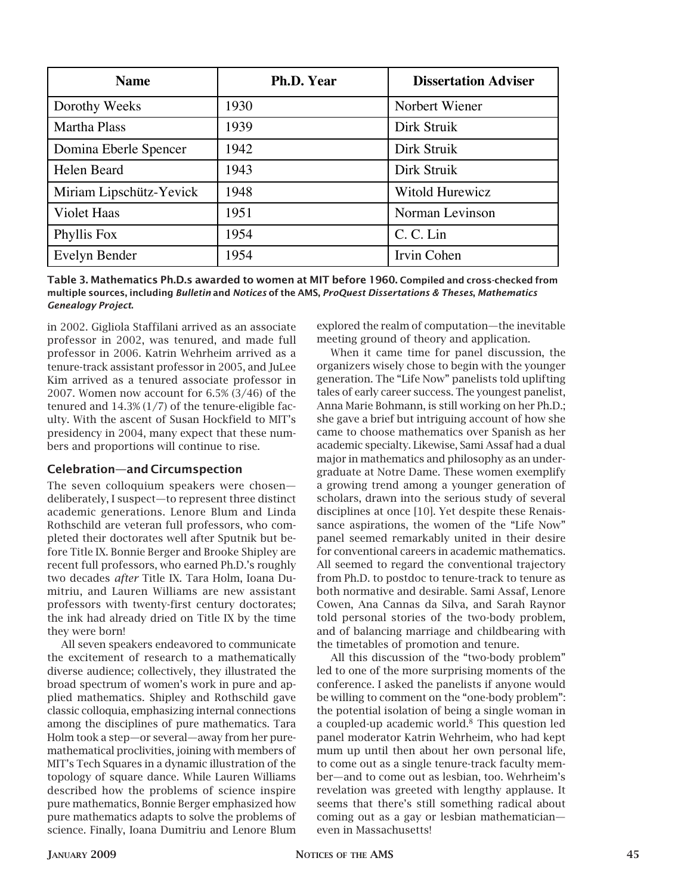| Name | Ph.D. Year | Dissertation Adviser |
|---|---|---|
| Dorothy Weeks | 1930 | Norbert Wiener |
| Martha Plass | 1939 | Dirk Struik |
| Domina Eberle Spencer | 1942 | Dirk Struik |
| Helen Beard | 1943 | Dirk Struik |
| Miriam Lipschütz-Yevick | 1948 | Witold Hurewicz |
| Violet Haas | 1951 | Norman Levinson |
| Phyllis Fox | 1954 | C. C. Lin |
| Evelyn Bender | 1954 | Irvin Cohen |

**Table 3. Mathematics Ph.D.s awarded to women at MIT before 1960.** Compiled and cross-checked from multiple sources, including *Bulletin* and *Notices* of the AMS, *ProQuest Dissertations & Theses*, *Mathematics Genealogy Project*.

in 2002. Gigliola Staffilani arrived as an associate professor in 2002, was tenured, and made full professor in 2006. Katrin Wehrheim arrived as a tenure-track assistant professor in 2005, and JuLee Kim arrived as a tenured associate professor in 2007. Women now account for 6.5% (3/46) of the tenured and 14.3% (1/7) of the tenure-eligible faculty. With the ascent of Susan Hockfield to MIT's presidency in 2004, many expect that these numbers and proportions will continue to rise.

## Celebration—and Circumspection

The seven colloquium speakers were chosen—deliberately, I suspect—to represent three distinct academic generations. Lenore Blum and Linda Rothschild are veteran full professors, who completed their doctorates well after Sputnik but before Title IX. Bonnie Berger and Brooke Shipley are recent full professors, who earned Ph.D.'s roughly two decades *after* Title IX. Tara Holm, Ioana Dumitriu, and Lauren Williams are new assistant professors with twenty-first century doctorates; the ink had already dried on Title IX by the time they were born!

All seven speakers endeavored to communicate the excitement of research to a mathematically diverse audience; collectively, they illustrated the broad spectrum of women's work in pure and applied mathematics. Shipley and Rothschild gave classic colloquia, emphasizing internal connections among the disciplines of pure mathematics. Tara Holm took a step—or several—away from her pure-mathematical proclivities, joining with members of MIT's Tech Squares in a dynamic illustration of the topology of square dance. While Lauren Williams described how the problems of science inspire pure mathematics, Bonnie Berger emphasized how pure mathematics adapts to solve the problems of science. Finally, Ioana Dumitriu and Lenore Blum explored the realm of computation—the inevitable meeting ground of theory and application.

When it came time for panel discussion, the organizers wisely chose to begin with the younger generation. The "Life Now" panelists told uplifting tales of early career success. The youngest panelist, Anna Marie Bohmann, is still working on her Ph.D.; she gave a brief but intriguing account of how she came to choose mathematics over Spanish as her academic specialty. Likewise, Sami Assaf had a dual major in mathematics and philosophy as an undergraduate at Notre Dame. These women exemplify a growing trend among a younger generation of scholars, drawn into the serious study of several disciplines at once [10]. Yet despite these Renaissance aspirations, the women of the "Life Now" panel seemed remarkably united in their desire for conventional careers in academic mathematics. All seemed to regard the conventional trajectory from Ph.D. to postdoc to tenure-track to tenure as both normative and desirable. Sami Assaf, Lenore Cowen, Ana Cannas da Silva, and Sarah Raynor told personal stories of the two-body problem, and of balancing marriage and childbearing with the timetables of promotion and tenure.

All this discussion of the "two-body problem" led to one of the more surprising moments of the conference. I asked the panelists if anyone would be willing to comment on the "one-body problem": the potential isolation of being a single woman in a coupled-up academic world.[8] This question led panel moderator Katrin Wehrheim, who had kept mum up until then about her own personal life, to come out as a single tenure-track faculty member—and to come out as lesbian, too. Wehrheim's revelation was greeted with lengthy applause. It seems that there's still something radical about coming out as a gay or lesbian mathematician—even in Massachusetts!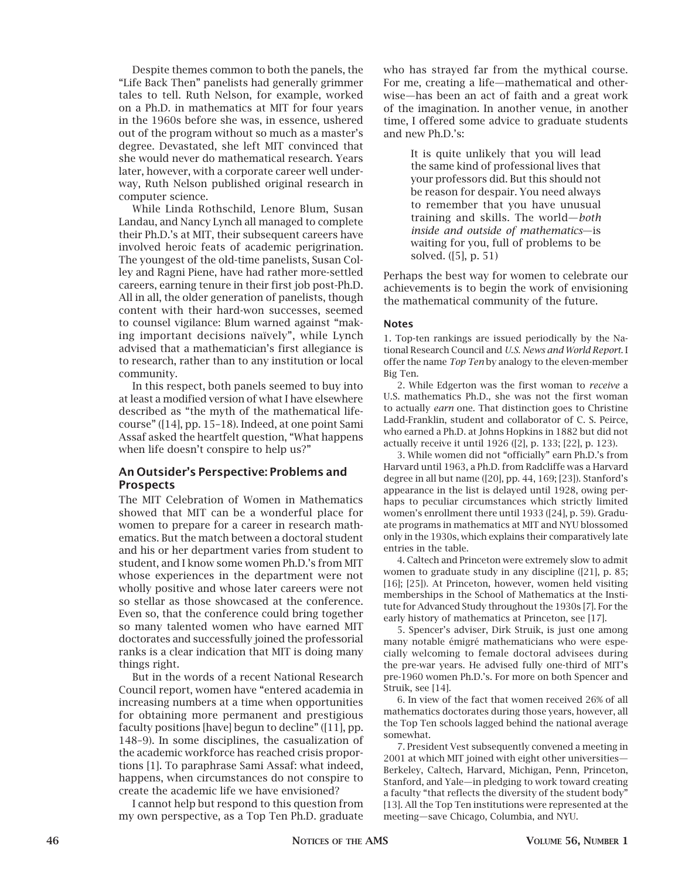Despite themes common to both the panels, the "Life Back Then" panelists had generally grimmer tales to tell. Ruth Nelson, for example, worked on a Ph.D. in mathematics at MIT for four years in the 1960s before she was, in essence, ushered out of the program without so much as a master's degree. Devastated, she left MIT convinced that she would never do mathematical research. Years later, however, with a corporate career well underway, Ruth Nelson published original research in computer science.

While Linda Rothschild, Lenore Blum, Susan Landau, and Nancy Lynch all managed to complete their Ph.D.'s at MIT, their subsequent careers have involved heroic feats of academic perigrination. The youngest of the old-time panelists, Susan Colley and Ragni Piene, have had rather more-settled careers, earning tenure in their first job post-Ph.D. All in all, the older generation of panelists, though content with their hard-won successes, seemed to counsel vigilance: Blum warned against "making important decisions naïvely", while Lynch advised that a mathematician's first allegiance is to research, rather than to any institution or local community.

In this respect, both panels seemed to buy into at least a modified version of what I have elsewhere described as "the myth of the mathematical life-course" ([14], pp. 15–18). Indeed, at one point Sami Assaf asked the heartfelt question, "What happens when life doesn't conspire to help us?"

## An Outsider's Perspective: Problems and Prospects

The MIT Celebration of Women in Mathematics showed that MIT can be a wonderful place for women to prepare for a career in research mathematics. But the match between a doctoral student and his or her department varies from student to student, and I know some women Ph.D.'s from MIT whose experiences in the department were not wholly positive and whose later careers were not so stellar as those showcased at the conference. Even so, that the conference could bring together so many talented women who have earned MIT doctorates and successfully joined the professorial ranks is a clear indication that MIT is doing many things right.

But in the words of a recent National Research Council report, women have "entered academia in increasing numbers at a time when opportunities for obtaining more permanent and prestigious faculty positions [have] begun to decline" ([11], pp. 148–9). In some disciplines, the casualization of the academic workforce has reached crisis proportions [1]. To paraphrase Sami Assaf: what indeed, happens, when circumstances do not conspire to create the academic life we have envisioned?

I cannot help but respond to this question from my own perspective, as a Top Ten Ph.D. graduate who has strayed far from the mythical course. For me, creating a life—mathematical and otherwise—has been an act of faith and a great work of the imagination. In another venue, in another time, I offered some advice to graduate students and new Ph.D.'s:

> It is quite unlikely that you will lead the same kind of professional lives that your professors did. But this should not be reason for despair. You need always to remember that you have unusual training and skills. The world—*both inside and outside of mathematics*—is waiting for you, full of problems to be solved. ([5], p. 51)

Perhaps the best way for women to celebrate our achievements is to begin the work of envisioning the mathematical community of the future.

### Notes

1. Top-ten rankings are issued periodically by the National Research Council and *U.S. News and World Report*. I offer the name *Top Ten* by analogy to the eleven-member Big Ten.

2. While Edgerton was the first woman to *receive* a U.S. mathematics Ph.D., she was not the first woman to actually *earn* one. That distinction goes to Christine Ladd-Franklin, student and collaborator of C. S. Peirce, who earned a Ph.D. at Johns Hopkins in 1882 but did not actually receive it until 1926 ([2], p. 133; [22], p. 123).

3. While women did not "officially" earn Ph.D.'s from Harvard until 1963, a Ph.D. from Radcliffe was a Harvard degree in all but name ([20], pp. 44, 169; [23]). Stanford's appearance in the list is delayed until 1928, owing perhaps to peculiar circumstances which strictly limited women's enrollment there until 1933 ([24], p. 59). Graduate programs in mathematics at MIT and NYU blossomed only in the 1930s, which explains their comparatively late entries in the table.

4. Caltech and Princeton were extremely slow to admit women to graduate study in any discipline ([21], p. 85; [16]; [25]). At Princeton, however, women held visiting memberships in the School of Mathematics at the Institute for Advanced Study throughout the 1930s [7]. For the early history of mathematics at Princeton, see [17].

5. Spencer's adviser, Dirk Struik, is just one among many notable émigré mathematicians who were especially welcoming to female doctoral advisees during the pre-war years. He advised fully one-third of MIT's pre-1960 women Ph.D.'s. For more on both Spencer and Struik, see [14].

6. In view of the fact that women received 26% of all mathematics doctorates during those years, however, all the Top Ten schools lagged behind the national average somewhat.

7. President Vest subsequently convened a meeting in 2001 at which MIT joined with eight other universities—Berkeley, Caltech, Harvard, Michigan, Penn, Princeton, Stanford, and Yale—in pledging to work toward creating a faculty "that reflects the diversity of the student body" [13]. All the Top Ten institutions were represented at the meeting—save Chicago, Columbia, and NYU.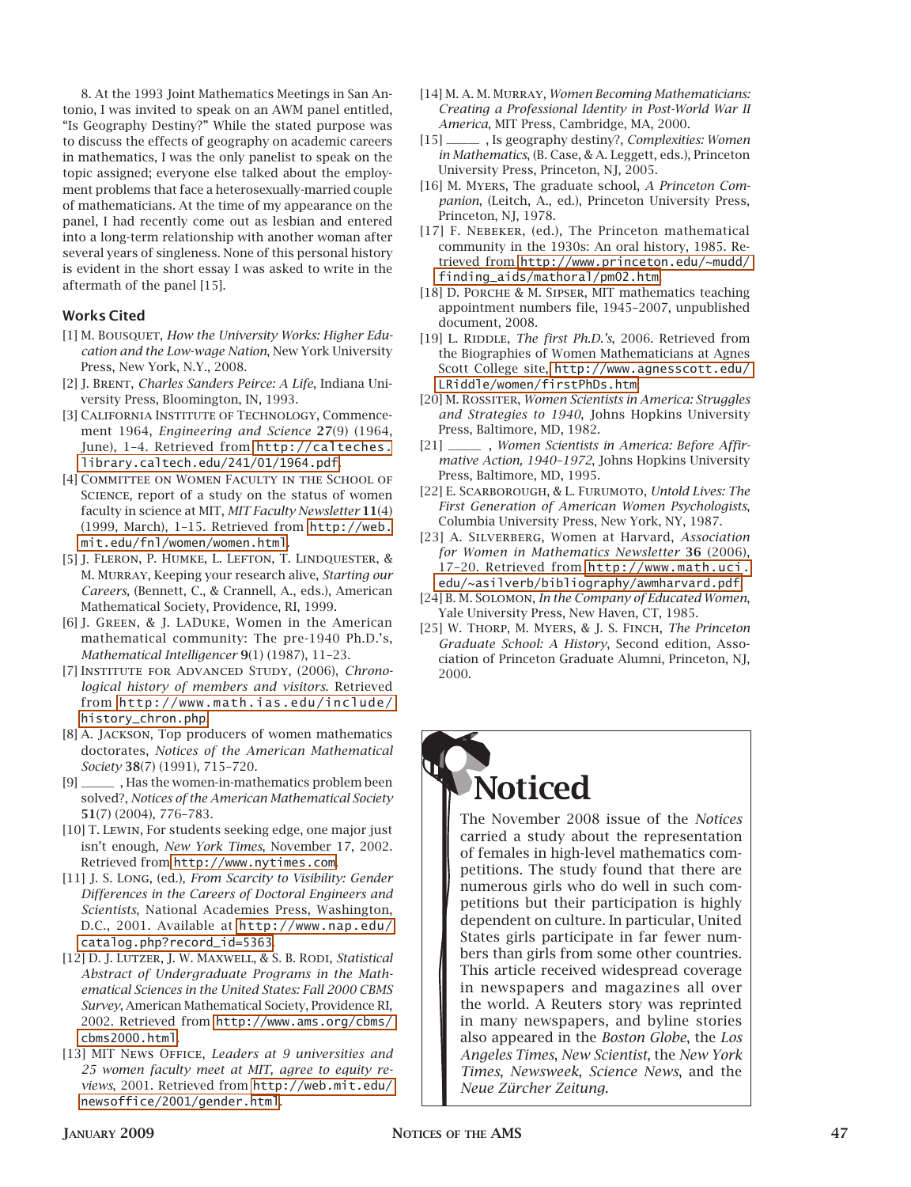8. At the 1993 Joint Mathematics Meetings in San Antonio, I was invited to speak on an AWM panel entitled, "Is Geography Destiny?" While the stated purpose was to discuss the effects of geography on academic careers in mathematics, I was the only panelist to speak on the topic assigned; everyone else talked about the employment problems that face a heterosexually-married couple of mathematicians. At the time of my appearance on the panel, I had recently come out as lesbian and entered into a long-term relationship with another woman after several years of singleness. None of this personal history is evident in the short essay I was asked to write in the aftermath of the panel [15].

### Works Cited

[1] M. Bousquet, *How the University Works: Higher Education and the Low-wage Nation*, New York University Press, New York, N.Y., 2008.

[2] J. Brent, *Charles Sanders Peirce: A Life*, Indiana University Press, Bloomington, IN, 1993.

[3] California Institute of Technology, Commencement 1964, *Engineering and Science* **27**(9) (1964, June), 1–4. Retrieved from http://calteches.library.caltech.edu/241/01/1964.pdf.

[4] Committee on Women Faculty in the School of Science, report of a study on the status of women faculty in science at MIT, *MIT Faculty Newsletter* **11**(4) (1999, March), 1–15. Retrieved from http://web.mit.edu/fnl/women/women.html.

[5] J. Fleron, P. Humke, L. Lefton, T. Lindquester, & M. Murray, Keeping your research alive, *Starting our Careers,* (Bennett, C., & Crannell, A., eds.), American Mathematical Society, Providence, RI, 1999.

[6] J. Green, & J. LaDuke, Women in the American mathematical community: The pre-1940 Ph.D.'s, *Mathematical Intelligencer* **9**(1) (1987), 11–23.

[7] Institute for Advanced Study, (2006), *Chronological history of members and visitors.* Retrieved from http://www.math.ias.edu/include/history_chron.php.

[8] A. Jackson, Top producers of women mathematics doctorates, *Notices of the American Mathematical Society* **38**(7) (1991), 715–720.

[9] ______ , Has the women-in-mathematics problem been solved?, *Notices of the American Mathematical Society* **51**(7) (2004), 776–783.

[10] T. Lewin, For students seeking edge, one major just isn't enough, *New York Times*, November 17, 2002. Retrieved from http://www.nytimes.com.

[11] J. S. Long, (ed.), *From Scarcity to Visibility: Gender Differences in the Careers of Doctoral Engineers and Scientists*, National Academies Press, Washington, D.C., 2001. Available at http://www.nap.edu/catalog.php?record_id=5363.

[12] D. J. Lutzer, J. W. Maxwell, & S. B. Rodi, *Statistical Abstract of Undergraduate Programs in the Mathematical Sciences in the United States: Fall 2000 CBMS Survey*, American Mathematical Society, Providence RI, 2002. Retrieved from http://www.ams.org/cbms/cbms2000.html.

[13] MIT News Office, *Leaders at 9 universities and 25 women faculty meet at MIT, agree to equity reviews*, 2001. Retrieved from http://web.mit.edu/newsoffice/2001/gender.html.

[14] M. A. M. Murray, *Women Becoming Mathematicians: Creating a Professional Identity in Post-World War II America*, MIT Press, Cambridge, MA, 2000.

[15] ______ , Is geography destiny?, *Complexities: Women in Mathematics*, (B. Case, & A. Leggett, eds.), Princeton University Press, Princeton, NJ, 2005.

[16] M. Myers, The graduate school, *A Princeton Companion*, (Leitch, A., ed.), Princeton University Press, Princeton, NJ, 1978.

[17] F. Nebeker, (ed.), The Princeton mathematical community in the 1930s: An oral history, 1985. Retrieved from http://www.princeton.edu/~mudd/finding_aids/mathoral/pm02.htm.

[18] D. Porche & M. Sipser, MIT mathematics teaching appointment numbers file, 1945–2007, unpublished document, 2008.

[19] L. Riddle, *The first Ph.D.'s*, 2006. Retrieved from the Biographies of Women Mathematicians at Agnes Scott College site, http://www.agnesscott.edu/LRiddle/women/firstPhDs.htm.

[20] M. Rossiter, *Women Scientists in America: Struggles and Strategies to 1940*, Johns Hopkins University Press, Baltimore, MD, 1982.

[21] ______ , *Women Scientists in America: Before Affirmative Action, 1940–1972*, Johns Hopkins University Press, Baltimore, MD, 1995.

[22] E. Scarborough, & L. Furumoto, *Untold Lives: The First Generation of American Women Psychologists*, Columbia University Press, New York, NY, 1987.

[23] A. Silverberg, Women at Harvard, *Association for Women in Mathematics Newsletter* **36** (2006), 17–20. Retrieved from http://www.math.uci.edu/~asilverb/bibliography/awmharvard.pdf.

[24] B. M. Solomon, *In the Company of Educated Women*, Yale University Press, New Haven, CT, 1985.

[25] W. Thorp, M. Myers, & J. S. Finch, *The Princeton Graduate School: A History*, Second edition, Association of Princeton Graduate Alumni, Princeton, NJ, 2000.

## Noticed

The November 2008 issue of the *Notices* carried a study about the representation of females in high-level mathematics competitions. The study found that there are numerous girls who do well in such competitions but their participation is highly dependent on culture. In particular, United States girls participate in far fewer numbers than girls from some other countries. This article received widespread coverage in newspapers and magazines all over the world. A Reuters story was reprinted in many newspapers, and byline stories also appeared in the *Boston Globe*, the *Los Angeles Times*, *New Scientist*, the *New York Times*, *Newsweek*, *Science News*, and the *Neue Zürcher Zeitung*.